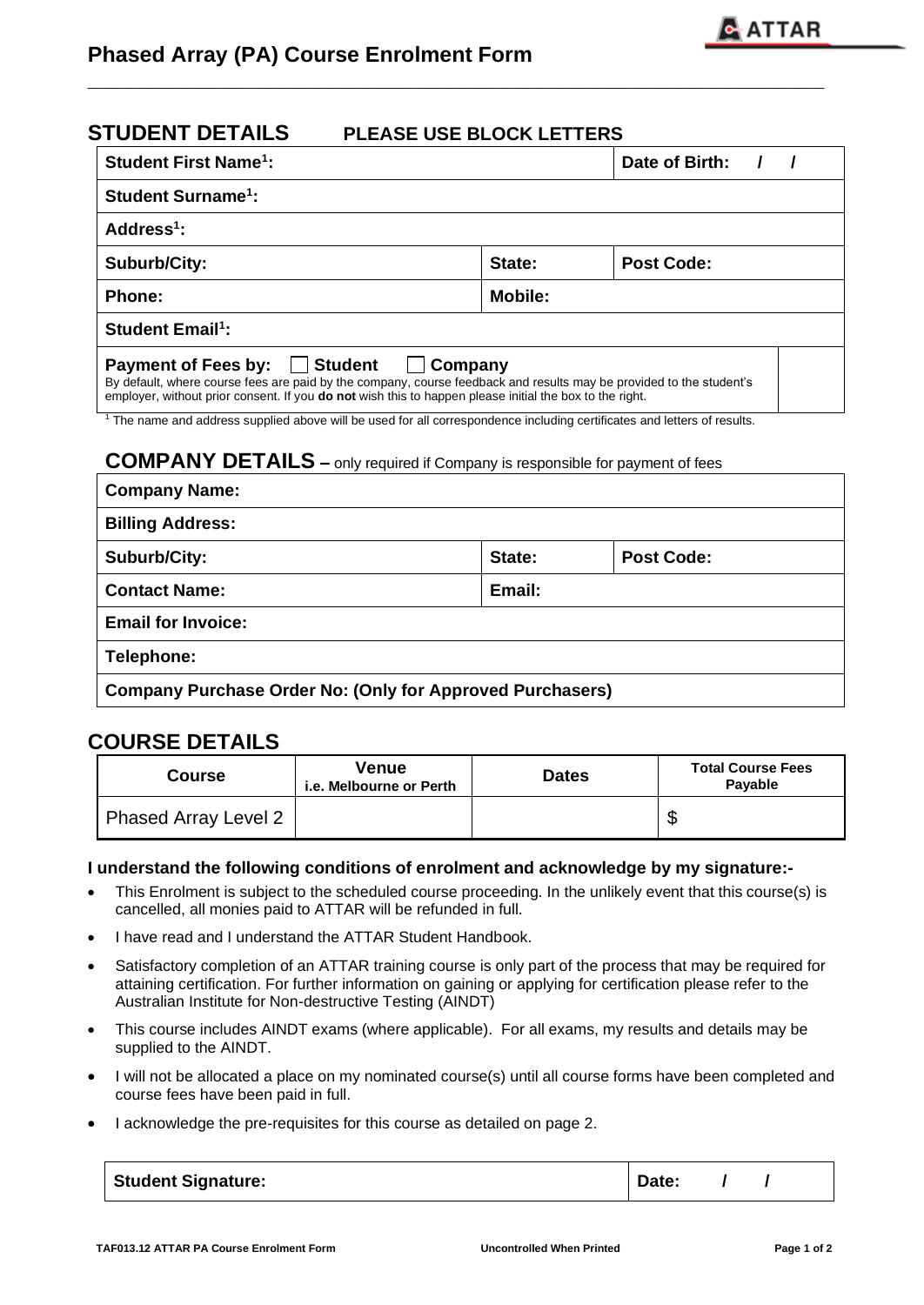# Phased Array (PA) Course Enrolment Form

## STUDENT DETAILS PLEASE USE BLOCK LETTERS

| | | |
|---|---|---|
| **Student First Name[1]:** | | **Date of Birth: / /** |
| **Student Surname[1]:** | | |
| **Address[1]:** | | |
| **Suburb/City:** | **State:** | **Post Code:** |
| **Phone:** | **Mobile:** | |
| **Student Email[1]:** | | |
| **Payment of Fees by:** ☐ **Student** ☐ **Company**<br>By default, where course fees are paid by the company, course feedback and results may be provided to the student's employer, without prior consent. If you **do not** wish this to happen please initial the box to the right. | | |

[1] The name and address supplied above will be used for all correspondence including certificates and letters of results.

## COMPANY DETAILS – only required if Company is responsible for payment of fees

| | | |
|---|---|---|
| **Company Name:** | | |
| **Billing Address:** | | |
| **Suburb/City:** | **State:** | **Post Code:** |
| **Contact Name:** | **Email:** | |
| **Email for Invoice:** | | |
| **Telephone:** | | |
| **Company Purchase Order No: (Only for Approved Purchasers)** | | |

## COURSE DETAILS

| Course | Venue i.e. Melbourne or Perth | Dates | Total Course Fees Payable |
|---|---|---|---|
| Phased Array Level 2 | | | $ |

**I understand the following conditions of enrolment and acknowledge by my signature:-**

- This Enrolment is subject to the scheduled course proceeding. In the unlikely event that this course(s) is cancelled, all monies paid to ATTAR will be refunded in full.
- I have read and I understand the ATTAR Student Handbook.
- Satisfactory completion of an ATTAR training course is only part of the process that may be required for attaining certification. For further information on gaining or applying for certification please refer to the Australian Institute for Non-destructive Testing (AINDT)
- This course includes AINDT exams (where applicable). For all exams, my results and details may be supplied to the AINDT.
- I will not be allocated a place on my nominated course(s) until all course forms have been completed and course fees have been paid in full.
- I acknowledge the pre-requisites for this course as detailed on page 2.

| | |
|---|---|
| **Student Signature:** | **Date: / /** |

TAF013.12 ATTAR PA Course Enrolment Form — Uncontrolled When Printed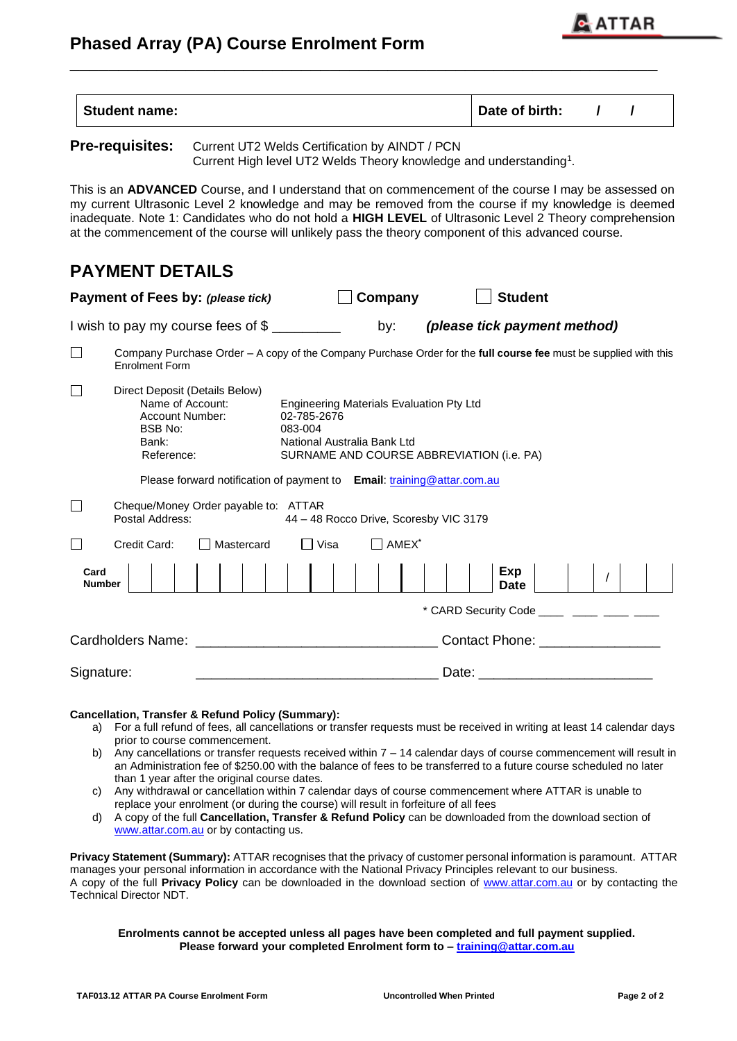# Phased Array (PA) Course Enrolment Form

ATTAR

| **Student name:** | **Date of birth:** / / |
|---|---|

**Pre-requisites:** Current UT2 Welds Certification by AINDT / PCN
Current High level UT2 Welds Theory knowledge and understanding[1].

This is an **ADVANCED** Course, and I understand that on commencement of the course I may be assessed on my current Ultrasonic Level 2 knowledge and may be removed from the course if my knowledge is deemed inadequate. Note 1: Candidates who do not hold a **HIGH LEVEL** of Ultrasonic Level 2 Theory comprehension at the commencement of the course will unlikely pass the theory component of this advanced course.

## PAYMENT DETAILS

**Payment of Fees by:** ***(please tick)*** ☐ **Company** ☐ **Student**

I wish to pay my course fees of $ _________ by: ***(please tick payment method)***

☐ Company Purchase Order – A copy of the Company Purchase Order for the **full course fee** must be supplied with this Enrolment Form

☐ Direct Deposit (Details Below)

| | |
|---|---|
| Name of Account: | Engineering Materials Evaluation Pty Ltd |
| Account Number: | 02-785-2676 |
| BSB No: | 083-004 |
| Bank: | National Australia Bank Ltd |
| Reference: | SURNAME AND COURSE ABBREVIATION (i.e. PA) |

Please forward notification of payment to **Email**: training@attar.com.au

☐ Cheque/Money Order payable to: ATTAR
Postal Address: 44 – 48 Rocco Drive, Scoresby VIC 3179

☐ Credit Card: ☐ Mastercard ☐ Visa ☐ AMEX*

**Card Number** ____ ____ ____ ____ **Exp Date** ___ / ___

\* CARD Security Code ____ ____ ____ ____

Cardholders Name: ______________________________ Contact Phone: _______________

Signature: ______________________________ Date: ______________________

**Cancellation, Transfer & Refund Policy (Summary):**

a) For a full refund of fees, all cancellations or transfer requests must be received in writing at least 14 calendar days prior to course commencement.
b) Any cancellations or transfer requests received within 7 – 14 calendar days of course commencement will result in an Administration fee of $250.00 with the balance of fees to be transferred to a future course scheduled no later than 1 year after the original course dates.
c) Any withdrawal or cancellation within 7 calendar days of course commencement where ATTAR is unable to replace your enrolment (or during the course) will result in forfeiture of all fees
d) A copy of the full **Cancellation, Transfer & Refund Policy** can be downloaded from the download section of www.attar.com.au or by contacting us.

**Privacy Statement (Summary):** ATTAR recognises that the privacy of customer personal information is paramount. ATTAR manages your personal information in accordance with the National Privacy Principles relevant to our business.
A copy of the full **Privacy Policy** can be downloaded in the download section of www.attar.com.au or by contacting the Technical Director NDT.

**Enrolments cannot be accepted unless all pages have been completed and full payment supplied.**
**Please forward your completed Enrolment form to – training@attar.com.au**

TAF013.12 ATTAR PA Course Enrolment Form — Uncontrolled When Printed